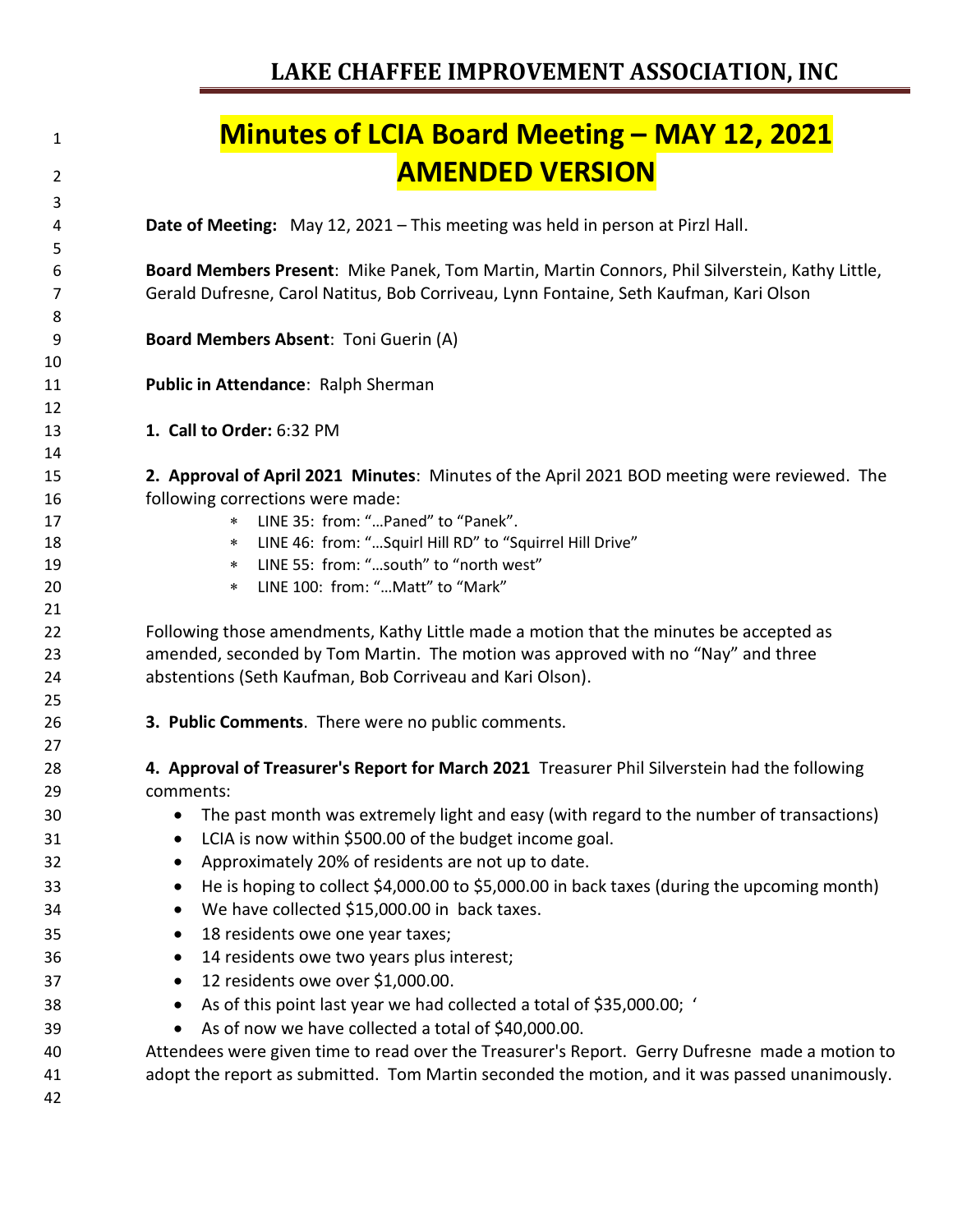# LAKE CHAFFEE IMPROVEMENT ASSOCIATION, INC

# Minutes of LCIA Board Meeting – MAY 12, 2021
# AMENDED VERSION

**Date of Meeting:** May 12, 2021 – This meeting was held in person at Pirzl Hall.

**Board Members Present**: Mike Panek, Tom Martin, Martin Connors, Phil Silverstein, Kathy Little, Gerald Dufresne, Carol Natitus, Bob Corriveau, Lynn Fontaine, Seth Kaufman, Kari Olson

**Board Members Absent**: Toni Guerin (A)

**Public in Attendance**: Ralph Sherman

**1. Call to Order:** 6:32 PM

**2. Approval of April 2021 Minutes**: Minutes of the April 2021 BOD meeting were reviewed. The following corrections were made:

- LINE 35: from: "…Paned" to "Panek".
- LINE 46: from: "…Squirl Hill RD" to "Squirrel Hill Drive"
- LINE 55: from: "…south" to "north west"
- LINE 100: from: "…Matt" to "Mark"

Following those amendments, Kathy Little made a motion that the minutes be accepted as amended, seconded by Tom Martin. The motion was approved with no "Nay" and three abstentions (Seth Kaufman, Bob Corriveau and Kari Olson).

**3. Public Comments**. There were no public comments.

**4. Approval of Treasurer's Report for March 2021** Treasurer Phil Silverstein had the following comments:

- The past month was extremely light and easy (with regard to the number of transactions)
- LCIA is now within $500.00 of the budget income goal.
- Approximately 20% of residents are not up to date.
- He is hoping to collect $4,000.00 to $5,000.00 in back taxes (during the upcoming month)
- We have collected $15,000.00 in back taxes.
- 18 residents owe one year taxes;
- 14 residents owe two years plus interest;
- 12 residents owe over $1,000.00.
- As of this point last year we had collected a total of $35,000.00; '
- As of now we have collected a total of $40,000.00.

Attendees were given time to read over the Treasurer's Report. Gerry Dufresne made a motion to adopt the report as submitted. Tom Martin seconded the motion, and it was passed unanimously.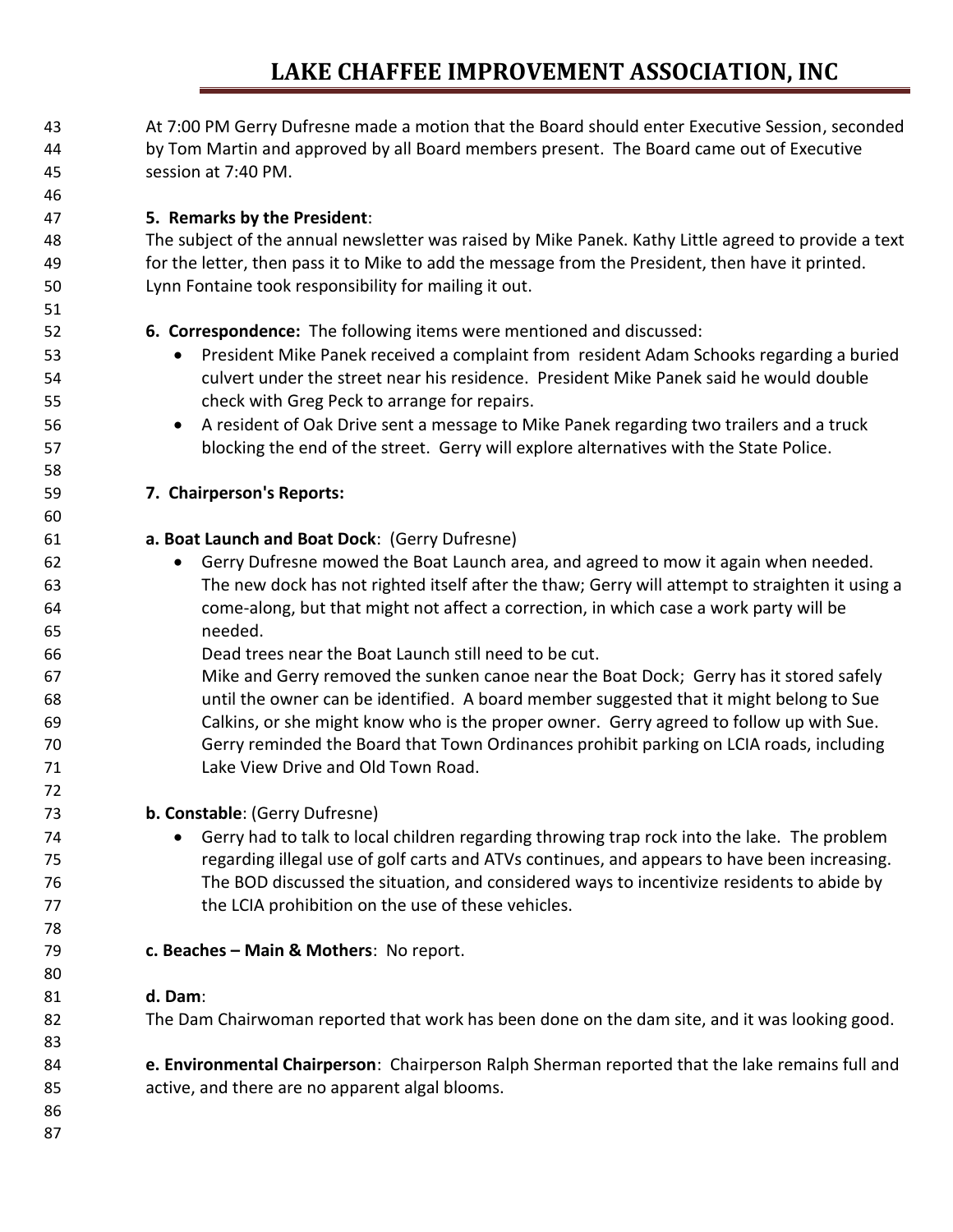At 7:00 PM Gerry Dufresne made a motion that the Board should enter Executive Session, seconded by Tom Martin and approved by all Board members present. The Board came out of Executive session at 7:40 PM.

**5. Remarks by the President**:

The subject of the annual newsletter was raised by Mike Panek. Kathy Little agreed to provide a text for the letter, then pass it to Mike to add the message from the President, then have it printed. Lynn Fontaine took responsibility for mailing it out.

**6. Correspondence:** The following items were mentioned and discussed:

- President Mike Panek received a complaint from resident Adam Schooks regarding a buried culvert under the street near his residence. President Mike Panek said he would double check with Greg Peck to arrange for repairs.
- A resident of Oak Drive sent a message to Mike Panek regarding two trailers and a truck blocking the end of the street. Gerry will explore alternatives with the State Police.

**7. Chairperson's Reports:**

**a. Boat Launch and Boat Dock**: (Gerry Dufresne)

- Gerry Dufresne mowed the Boat Launch area, and agreed to mow it again when needed. The new dock has not righted itself after the thaw; Gerry will attempt to straighten it using a come-along, but that might not affect a correction, in which case a work party will be needed.
  Dead trees near the Boat Launch still need to be cut.
  Mike and Gerry removed the sunken canoe near the Boat Dock; Gerry has it stored safely until the owner can be identified. A board member suggested that it might belong to Sue Calkins, or she might know who is the proper owner. Gerry agreed to follow up with Sue.
  Gerry reminded the Board that Town Ordinances prohibit parking on LCIA roads, including Lake View Drive and Old Town Road.

**b. Constable**: (Gerry Dufresne)

- Gerry had to talk to local children regarding throwing trap rock into the lake. The problem regarding illegal use of golf carts and ATVs continues, and appears to have been increasing. The BOD discussed the situation, and considered ways to incentivize residents to abide by the LCIA prohibition on the use of these vehicles.

**c. Beaches – Main & Mothers**: No report.

**d. Dam**:

The Dam Chairwoman reported that work has been done on the dam site, and it was looking good.

**e. Environmental Chairperson**: Chairperson Ralph Sherman reported that the lake remains full and active, and there are no apparent algal blooms.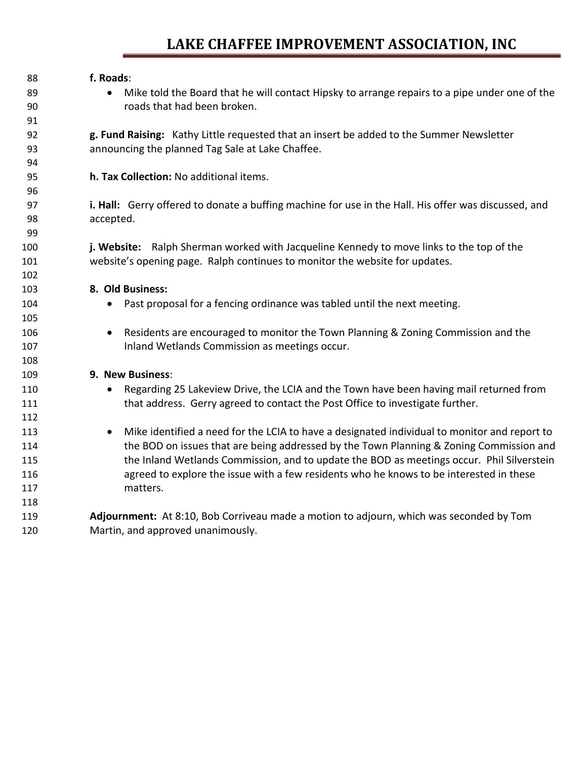**f. Roads**:

- Mike told the Board that he will contact Hipsky to arrange repairs to a pipe under one of the roads that had been broken.

**g. Fund Raising:** Kathy Little requested that an insert be added to the Summer Newsletter announcing the planned Tag Sale at Lake Chaffee.

**h. Tax Collection:** No additional items.

**i. Hall:** Gerry offered to donate a buffing machine for use in the Hall. His offer was discussed, and accepted.

**j. Website:** Ralph Sherman worked with Jacqueline Kennedy to move links to the top of the website's opening page. Ralph continues to monitor the website for updates.

**8. Old Business:**

- Past proposal for a fencing ordinance was tabled until the next meeting.

- Residents are encouraged to monitor the Town Planning & Zoning Commission and the Inland Wetlands Commission as meetings occur.

**9. New Business**:

- Regarding 25 Lakeview Drive, the LCIA and the Town have been having mail returned from that address. Gerry agreed to contact the Post Office to investigate further.

- Mike identified a need for the LCIA to have a designated individual to monitor and report to the BOD on issues that are being addressed by the Town Planning & Zoning Commission and the Inland Wetlands Commission, and to update the BOD as meetings occur. Phil Silverstein agreed to explore the issue with a few residents who he knows to be interested in these matters.

**Adjournment:** At 8:10, Bob Corriveau made a motion to adjourn, which was seconded by Tom Martin, and approved unanimously.